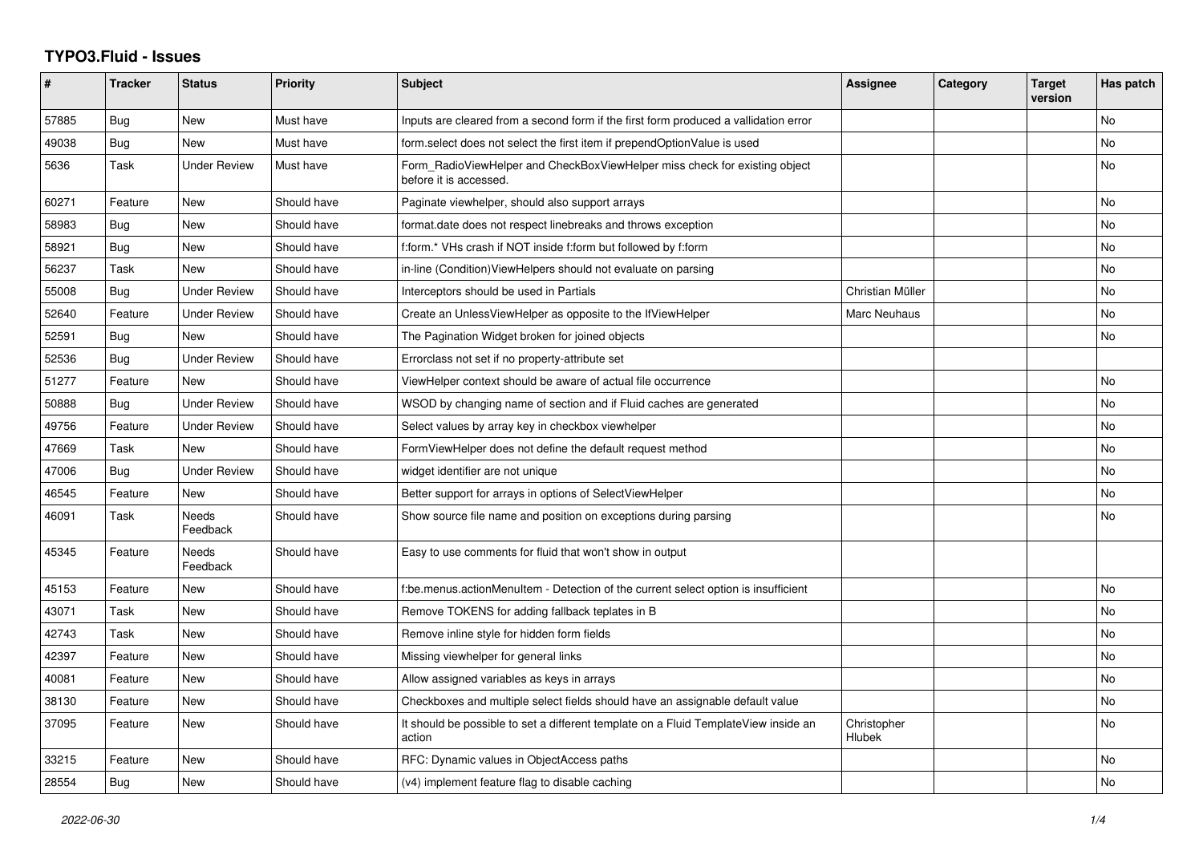# TYPO3.Fluid - Issues

| # | Tracker | Status | Priority | Subject | Assignee | Category | Target version | Has patch |
|---|---|---|---|---|---|---|---|---|
| 57885 | Bug | New | Must have | Inputs are cleared from a second form if the first form produced a vallidation error | | | | No |
| 49038 | Bug | New | Must have | form.select does not select the first item if prependOptionValue is used | | | | No |
| 5636 | Task | Under Review | Must have | Form_RadioViewHelper and CheckBoxViewHelper miss check for existing object before it is accessed. | | | | No |
| 60271 | Feature | New | Should have | Paginate viewhelper, should also support arrays | | | | No |
| 58983 | Bug | New | Should have | format.date does not respect linebreaks and throws exception | | | | No |
| 58921 | Bug | New | Should have | f:form.* VHs crash if NOT inside f:form but followed by f:form | | | | No |
| 56237 | Task | New | Should have | in-line (Condition)ViewHelpers should not evaluate on parsing | | | | No |
| 55008 | Bug | Under Review | Should have | Interceptors should be used in Partials | Christian Müller | | | No |
| 52640 | Feature | Under Review | Should have | Create an UnlessViewHelper as opposite to the IfViewHelper | Marc Neuhaus | | | No |
| 52591 | Bug | New | Should have | The Pagination Widget broken for joined objects | | | | No |
| 52536 | Bug | Under Review | Should have | Errorclass not set if no property-attribute set | | | | |
| 51277 | Feature | New | Should have | ViewHelper context should be aware of actual file occurrence | | | | No |
| 50888 | Bug | Under Review | Should have | WSOD by changing name of section and if Fluid caches are generated | | | | No |
| 49756 | Feature | Under Review | Should have | Select values by array key in checkbox viewhelper | | | | No |
| 47669 | Task | New | Should have | FormViewHelper does not define the default request method | | | | No |
| 47006 | Bug | Under Review | Should have | widget identifier are not unique | | | | No |
| 46545 | Feature | New | Should have | Better support for arrays in options of SelectViewHelper | | | | No |
| 46091 | Task | Needs Feedback | Should have | Show source file name and position on exceptions during parsing | | | | No |
| 45345 | Feature | Needs Feedback | Should have | Easy to use comments for fluid that won't show in output | | | | |
| 45153 | Feature | New | Should have | f:be.menus.actionMenuItem - Detection of the current select option is insufficient | | | | No |
| 43071 | Task | New | Should have | Remove TOKENS for adding fallback teplates in B | | | | No |
| 42743 | Task | New | Should have | Remove inline style for hidden form fields | | | | No |
| 42397 | Feature | New | Should have | Missing viewhelper for general links | | | | No |
| 40081 | Feature | New | Should have | Allow assigned variables as keys in arrays | | | | No |
| 38130 | Feature | New | Should have | Checkboxes and multiple select fields should have an assignable default value | | | | No |
| 37095 | Feature | New | Should have | It should be possible to set a different template on a Fluid TemplateView inside an action | Christopher Hlubek | | | No |
| 33215 | Feature | New | Should have | RFC: Dynamic values in ObjectAccess paths | | | | No |
| 28554 | Bug | New | Should have | (v4) implement feature flag to disable caching | | | | No |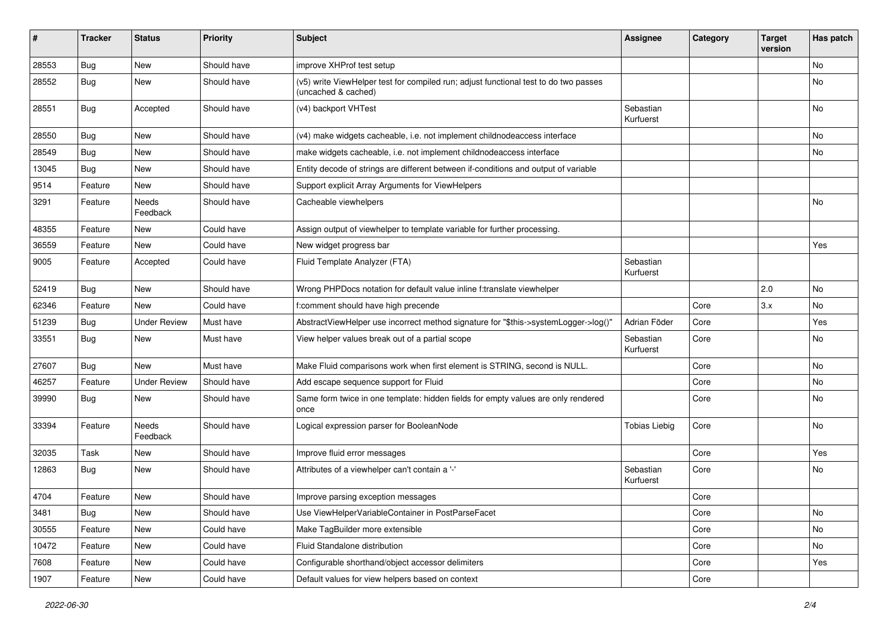| # | Tracker | Status | Priority | Subject | Assignee | Category | Target version | Has patch |
|---|---|---|---|---|---|---|---|---|
| 28553 | Bug | New | Should have | improve XHProf test setup | | | | No |
| 28552 | Bug | New | Should have | (v5) write ViewHelper test for compiled run; adjust functional test to do two passes (uncached & cached) | | | | No |
| 28551 | Bug | Accepted | Should have | (v4) backport VHTest | Sebastian Kurfuerst | | | No |
| 28550 | Bug | New | Should have | (v4) make widgets cacheable, i.e. not implement childnodeaccess interface | | | | No |
| 28549 | Bug | New | Should have | make widgets cacheable, i.e. not implement childnodeaccess interface | | | | No |
| 13045 | Bug | New | Should have | Entity decode of strings are different between if-conditions and output of variable | | | | |
| 9514 | Feature | New | Should have | Support explicit Array Arguments for ViewHelpers | | | | |
| 3291 | Feature | Needs Feedback | Should have | Cacheable viewhelpers | | | | No |
| 48355 | Feature | New | Could have | Assign output of viewhelper to template variable for further processing. | | | | |
| 36559 | Feature | New | Could have | New widget progress bar | | | | Yes |
| 9005 | Feature | Accepted | Could have | Fluid Template Analyzer (FTA) | Sebastian Kurfuerst | | | |
| 52419 | Bug | New | Should have | Wrong PHPDocs notation for default value inline f:translate viewhelper | | | 2.0 | No |
| 62346 | Feature | New | Could have | f:comment should have high precende | | Core | 3.x | No |
| 51239 | Bug | Under Review | Must have | AbstractViewHelper use incorrect method signature for "$this->systemLogger->log()" | Adrian Föder | Core | | Yes |
| 33551 | Bug | New | Must have | View helper values break out of a partial scope | Sebastian Kurfuerst | Core | | No |
| 27607 | Bug | New | Must have | Make Fluid comparisons work when first element is STRING, second is NULL. | | Core | | No |
| 46257 | Feature | Under Review | Should have | Add escape sequence support for Fluid | | Core | | No |
| 39990 | Bug | New | Should have | Same form twice in one template: hidden fields for empty values are only rendered once | | Core | | No |
| 33394 | Feature | Needs Feedback | Should have | Logical expression parser for BooleanNode | Tobias Liebig | Core | | No |
| 32035 | Task | New | Should have | Improve fluid error messages | | Core | | Yes |
| 12863 | Bug | New | Should have | Attributes of a viewhelper can't contain a '-' | Sebastian Kurfuerst | Core | | No |
| 4704 | Feature | New | Should have | Improve parsing exception messages | | Core | | |
| 3481 | Bug | New | Should have | Use ViewHelperVariableContainer in PostParseFacet | | Core | | No |
| 30555 | Feature | New | Could have | Make TagBuilder more extensible | | Core | | No |
| 10472 | Feature | New | Could have | Fluid Standalone distribution | | Core | | No |
| 7608 | Feature | New | Could have | Configurable shorthand/object accessor delimiters | | Core | | Yes |
| 1907 | Feature | New | Could have | Default values for view helpers based on context | | Core | | |

2022-06-30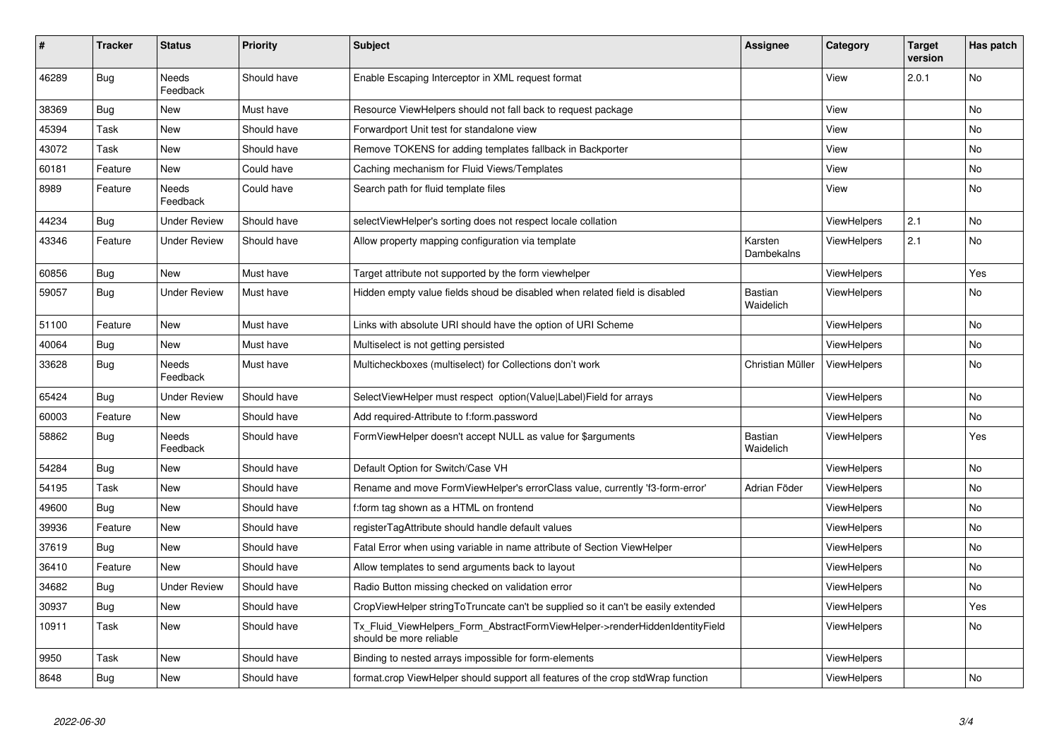| # | Tracker | Status | Priority | Subject | Assignee | Category | Target version | Has patch |
|---|---|---|---|---|---|---|---|---|
| 46289 | Bug | Needs Feedback | Should have | Enable Escaping Interceptor in XML request format | | View | 2.0.1 | No |
| 38369 | Bug | New | Must have | Resource ViewHelpers should not fall back to request package | | View | | No |
| 45394 | Task | New | Should have | Forwardport Unit test for standalone view | | View | | No |
| 43072 | Task | New | Should have | Remove TOKENS for adding templates fallback in Backporter | | View | | No |
| 60181 | Feature | New | Could have | Caching mechanism for Fluid Views/Templates | | View | | No |
| 8989 | Feature | Needs Feedback | Could have | Search path for fluid template files | | View | | No |
| 44234 | Bug | Under Review | Should have | selectViewHelper's sorting does not respect locale collation | | ViewHelpers | 2.1 | No |
| 43346 | Feature | Under Review | Should have | Allow property mapping configuration via template | Karsten Dambekalns | ViewHelpers | 2.1 | No |
| 60856 | Bug | New | Must have | Target attribute not supported by the form viewhelper | | ViewHelpers | | Yes |
| 59057 | Bug | Under Review | Must have | Hidden empty value fields shoud be disabled when related field is disabled | Bastian Waidelich | ViewHelpers | | No |
| 51100 | Feature | New | Must have | Links with absolute URI should have the option of URI Scheme | | ViewHelpers | | No |
| 40064 | Bug | New | Must have | Multiselect is not getting persisted | | ViewHelpers | | No |
| 33628 | Bug | Needs Feedback | Must have | Multicheckboxes (multiselect) for Collections don't work | Christian Müller | ViewHelpers | | No |
| 65424 | Bug | Under Review | Should have | SelectViewHelper must respect option(Value\|Label)Field for arrays | | ViewHelpers | | No |
| 60003 | Feature | New | Should have | Add required-Attribute to f:form.password | | ViewHelpers | | No |
| 58862 | Bug | Needs Feedback | Should have | FormViewHelper doesn't accept NULL as value for $arguments | Bastian Waidelich | ViewHelpers | | Yes |
| 54284 | Bug | New | Should have | Default Option for Switch/Case VH | | ViewHelpers | | No |
| 54195 | Task | New | Should have | Rename and move FormViewHelper's errorClass value, currently 'f3-form-error' | Adrian Föder | ViewHelpers | | No |
| 49600 | Bug | New | Should have | f:form tag shown as a HTML on frontend | | ViewHelpers | | No |
| 39936 | Feature | New | Should have | registerTagAttribute should handle default values | | ViewHelpers | | No |
| 37619 | Bug | New | Should have | Fatal Error when using variable in name attribute of Section ViewHelper | | ViewHelpers | | No |
| 36410 | Feature | New | Should have | Allow templates to send arguments back to layout | | ViewHelpers | | No |
| 34682 | Bug | Under Review | Should have | Radio Button missing checked on validation error | | ViewHelpers | | No |
| 30937 | Bug | New | Should have | CropViewHelper stringToTruncate can't be supplied so it can't be easily extended | | ViewHelpers | | Yes |
| 10911 | Task | New | Should have | Tx_Fluid_ViewHelpers_Form_AbstractFormViewHelper->renderHiddenIdentityField should be more reliable | | ViewHelpers | | No |
| 9950 | Task | New | Should have | Binding to nested arrays impossible for form-elements | | ViewHelpers | | |
| 8648 | Bug | New | Should have | format.crop ViewHelper should support all features of the crop stdWrap function | | ViewHelpers | | No |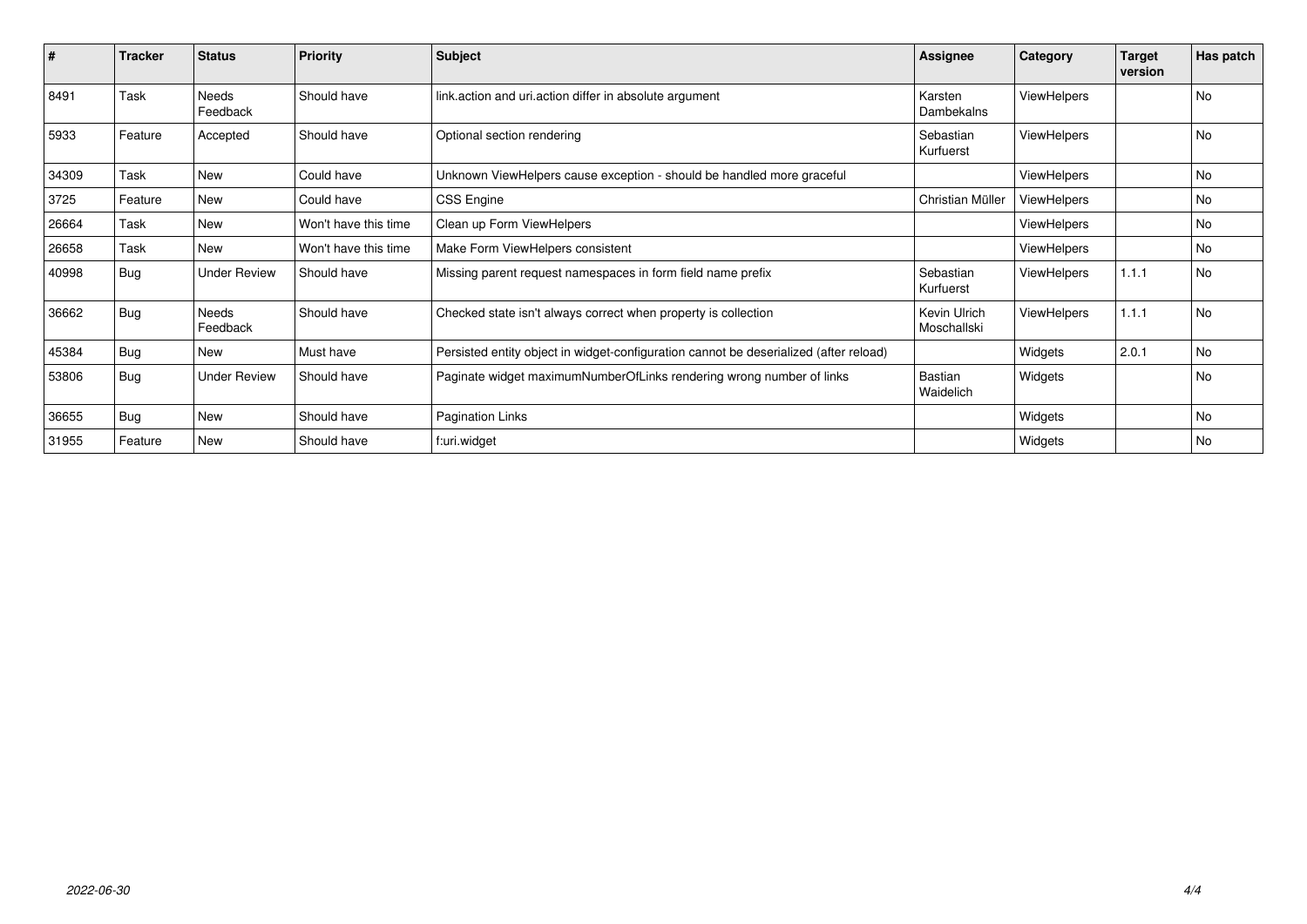| # | Tracker | Status | Priority | Subject | Assignee | Category | Target version | Has patch |
|---|---|---|---|---|---|---|---|---|
| 8491 | Task | Needs Feedback | Should have | link.action and uri.action differ in absolute argument | Karsten Dambekalns | ViewHelpers | | No |
| 5933 | Feature | Accepted | Should have | Optional section rendering | Sebastian Kurfuerst | ViewHelpers | | No |
| 34309 | Task | New | Could have | Unknown ViewHelpers cause exception - should be handled more graceful | | ViewHelpers | | No |
| 3725 | Feature | New | Could have | CSS Engine | Christian Müller | ViewHelpers | | No |
| 26664 | Task | New | Won't have this time | Clean up Form ViewHelpers | | ViewHelpers | | No |
| 26658 | Task | New | Won't have this time | Make Form ViewHelpers consistent | | ViewHelpers | | No |
| 40998 | Bug | Under Review | Should have | Missing parent request namespaces in form field name prefix | Sebastian Kurfuerst | ViewHelpers | 1.1.1 | No |
| 36662 | Bug | Needs Feedback | Should have | Checked state isn't always correct when property is collection | Kevin Ulrich Moschallski | ViewHelpers | 1.1.1 | No |
| 45384 | Bug | New | Must have | Persisted entity object in widget-configuration cannot be deserialized (after reload) | | Widgets | 2.0.1 | No |
| 53806 | Bug | Under Review | Should have | Paginate widget maximumNumberOfLinks rendering wrong number of links | Bastian Waidelich | Widgets | | No |
| 36655 | Bug | New | Should have | Pagination Links | | Widgets | | No |
| 31955 | Feature | New | Should have | f:uri.widget | | Widgets | | No |